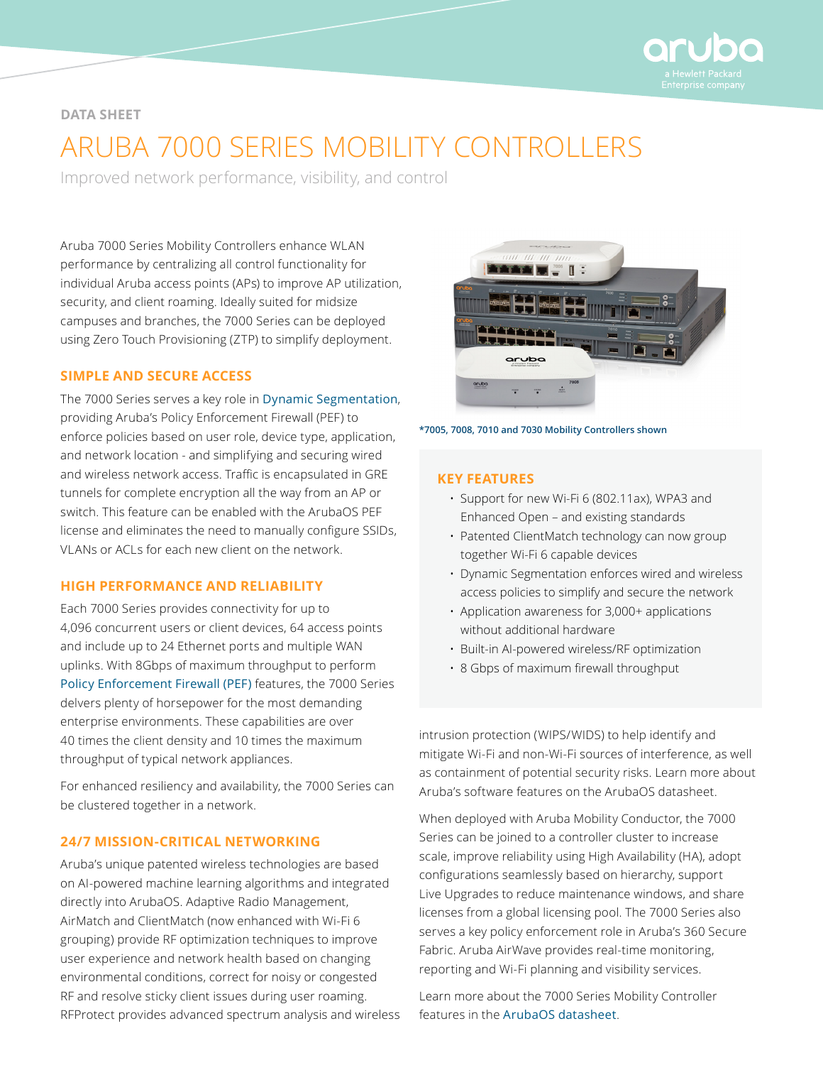DATA SHEET

# ARUBA 7000 SERIES MOBILITY CONTROLLERS

Improved network performance, visibility, and control

Aruba 7000 Series Mobility Controllers enhance WLAN performance by centralizing all control functionality for individual Aruba access points (APs) to improve AP utilization, security, and client roaming. Ideally suited for midsize campuses and branches, the 7000 Series can be deployed using Zero Touch Provisioning (ZTP) to simplify deployment.

## SIMPLE AND SECURE ACCESS

The 7000 Series serves a key role in Dynamic Segmentation, providing Aruba's Policy Enforcement Firewall (PEF) to enforce policies based on user role, device type, application, and network location - and simplifying and securing wired and wireless network access. Traffic is encapsulated in GRE tunnels for complete encryption all the way from an AP or switch. This feature can be enabled with the ArubaOS PEF license and eliminates the need to manually configure SSIDs, VLANs or ACLs for each new client on the network.

## HIGH PERFORMANCE AND RELIABILITY

Each 7000 Series provides connectivity for up to 4,096 concurrent users or client devices, 64 access points and include up to 24 Ethernet ports and multiple WAN uplinks. With 8Gbps of maximum throughput to perform Policy Enforcement Firewall (PEF) features, the 7000 Series delvers plenty of horsepower for the most demanding enterprise environments. These capabilities are over 40 times the client density and 10 times the maximum throughput of typical network appliances.

For enhanced resiliency and availability, the 7000 Series can be clustered together in a network.

## 24/7 MISSION-CRITICAL NETWORKING

Aruba's unique patented wireless technologies are based on AI-powered machine learning algorithms and integrated directly into ArubaOS. Adaptive Radio Management, AirMatch and ClientMatch (now enhanced with Wi-Fi 6 grouping) provide RF optimization techniques to improve user experience and network health based on changing environmental conditions, correct for noisy or congested RF and resolve sticky client issues during user roaming. RFProtect provides advanced spectrum analysis and wireless intrusion protection (WIPS/WIDS) to help identify and mitigate Wi-Fi and non-Wi-Fi sources of interference, as well as containment of potential security risks. Learn more about Aruba's software features on the ArubaOS datasheet.

When deployed with Aruba Mobility Conductor, the 7000 Series can be joined to a controller cluster to increase scale, improve reliability using High Availability (HA), adopt configurations seamlessly based on hierarchy, support Live Upgrades to reduce maintenance windows, and share licenses from a global licensing pool. The 7000 Series also serves a key policy enforcement role in Aruba's 360 Secure Fabric. Aruba AirWave provides real-time monitoring, reporting and Wi-Fi planning and visibility services.

Learn more about the 7000 Series Mobility Controller features in the ArubaOS datasheet.

**\*7005, 7008, 7010 and 7030 Mobility Controllers shown**

## KEY FEATURES

- Support for new Wi-Fi 6 (802.11ax), WPA3 and Enhanced Open – and existing standards
- Patented ClientMatch technology can now group together Wi-Fi 6 capable devices
- Dynamic Segmentation enforces wired and wireless access policies to simplify and secure the network
- Application awareness for 3,000+ applications without additional hardware
- Built-in AI-powered wireless/RF optimization
- 8 Gbps of maximum firewall throughput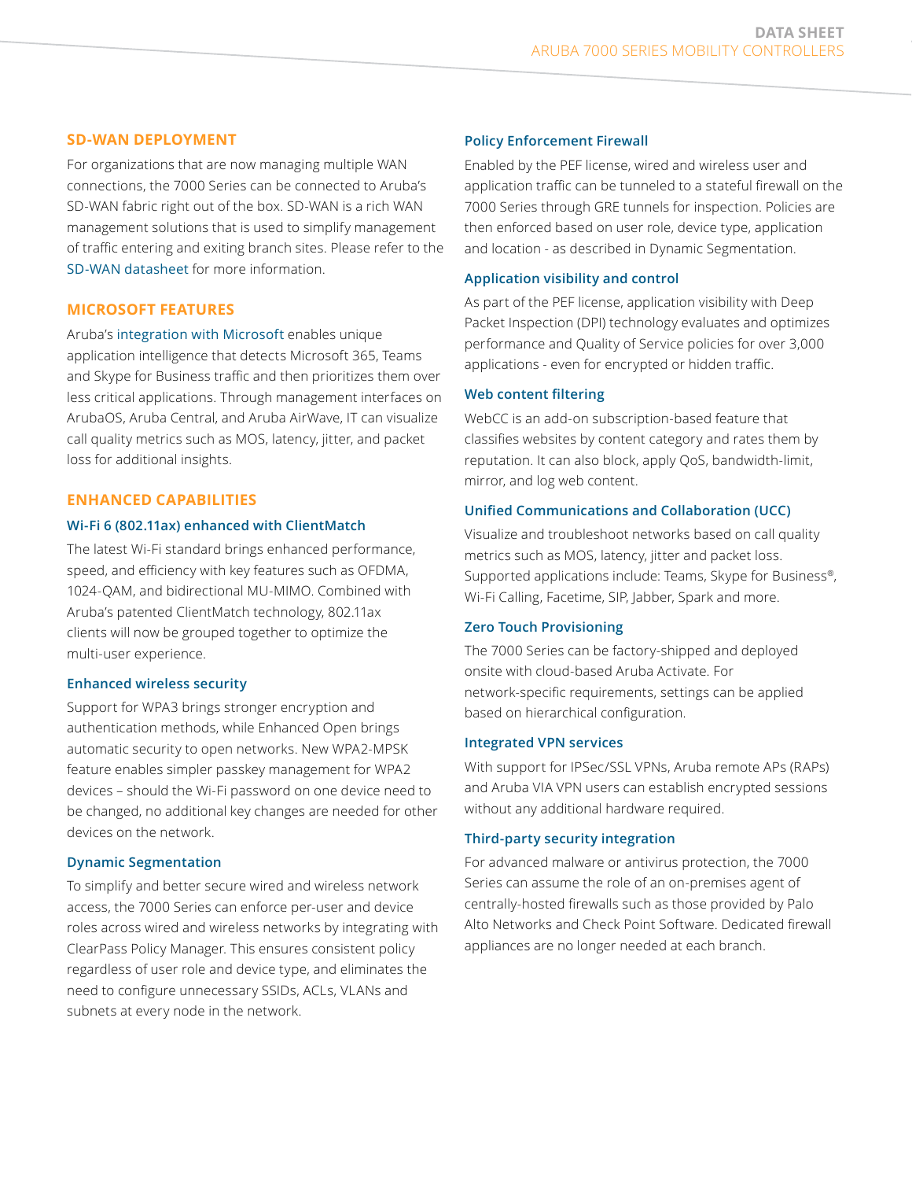## SD-WAN DEPLOYMENT

For organizations that are now managing multiple WAN connections, the 7000 Series can be connected to Aruba's SD-WAN fabric right out of the box. SD-WAN is a rich WAN management solutions that is used to simplify management of traffic entering and exiting branch sites. Please refer to the SD-WAN datasheet for more information.

## MICROSOFT FEATURES

Aruba's integration with Microsoft enables unique application intelligence that detects Microsoft 365, Teams and Skype for Business traffic and then prioritizes them over less critical applications. Through management interfaces on ArubaOS, Aruba Central, and Aruba AirWave, IT can visualize call quality metrics such as MOS, latency, jitter, and packet loss for additional insights.

## ENHANCED CAPABILITIES

### Wi-Fi 6 (802.11ax) enhanced with ClientMatch

The latest Wi-Fi standard brings enhanced performance, speed, and efficiency with key features such as OFDMA, 1024-QAM, and bidirectional MU-MIMO. Combined with Aruba's patented ClientMatch technology, 802.11ax clients will now be grouped together to optimize the multi-user experience.

### Enhanced wireless security

Support for WPA3 brings stronger encryption and authentication methods, while Enhanced Open brings automatic security to open networks. New WPA2-MPSK feature enables simpler passkey management for WPA2 devices – should the Wi-Fi password on one device need to be changed, no additional key changes are needed for other devices on the network.

### Dynamic Segmentation

To simplify and better secure wired and wireless network access, the 7000 Series can enforce per-user and device roles across wired and wireless networks by integrating with ClearPass Policy Manager. This ensures consistent policy regardless of user role and device type, and eliminates the need to configure unnecessary SSIDs, ACLs, VLANs and subnets at every node in the network.

### Policy Enforcement Firewall

Enabled by the PEF license, wired and wireless user and application traffic can be tunneled to a stateful firewall on the 7000 Series through GRE tunnels for inspection. Policies are then enforced based on user role, device type, application and location - as described in Dynamic Segmentation.

### Application visibility and control

As part of the PEF license, application visibility with Deep Packet Inspection (DPI) technology evaluates and optimizes performance and Quality of Service policies for over 3,000 applications - even for encrypted or hidden traffic.

### Web content filtering

WebCC is an add-on subscription-based feature that classifies websites by content category and rates them by reputation. It can also block, apply QoS, bandwidth-limit, mirror, and log web content.

### Unified Communications and Collaboration (UCC)

Visualize and troubleshoot networks based on call quality metrics such as MOS, latency, jitter and packet loss. Supported applications include: Teams, Skype for Business®, Wi-Fi Calling, Facetime, SIP, Jabber, Spark and more.

### Zero Touch Provisioning

The 7000 Series can be factory-shipped and deployed onsite with cloud-based Aruba Activate. For network-specific requirements, settings can be applied based on hierarchical configuration.

### Integrated VPN services

With support for IPSec/SSL VPNs, Aruba remote APs (RAPs) and Aruba VIA VPN users can establish encrypted sessions without any additional hardware required.

### Third-party security integration

For advanced malware or antivirus protection, the 7000 Series can assume the role of an on-premises agent of centrally-hosted firewalls such as those provided by Palo Alto Networks and Check Point Software. Dedicated firewall appliances are no longer needed at each branch.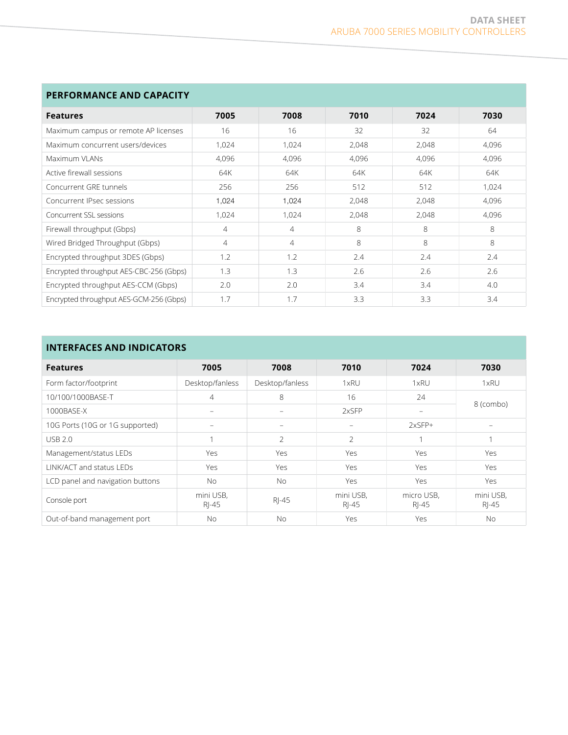## PERFORMANCE AND CAPACITY

| Features | 7005 | 7008 | 7010 | 7024 | 7030 |
|---|---|---|---|---|---|
| Maximum campus or remote AP licenses | 16 | 16 | 32 | 32 | 64 |
| Maximum concurrent users/devices | 1,024 | 1,024 | 2,048 | 2,048 | 4,096 |
| Maximum VLANs | 4,096 | 4,096 | 4,096 | 4,096 | 4,096 |
| Active firewall sessions | 64K | 64K | 64K | 64K | 64K |
| Concurrent GRE tunnels | 256 | 256 | 512 | 512 | 1,024 |
| Concurrent IPsec sessions | 1,024 | 1,024 | 2,048 | 2,048 | 4,096 |
| Concurrent SSL sessions | 1,024 | 1,024 | 2,048 | 2,048 | 4,096 |
| Firewall throughput (Gbps) | 4 | 4 | 8 | 8 | 8 |
| Wired Bridged Throughput (Gbps) | 4 | 4 | 8 | 8 | 8 |
| Encrypted throughput 3DES (Gbps) | 1.2 | 1.2 | 2.4 | 2.4 | 2.4 |
| Encrypted throughput AES-CBC-256 (Gbps) | 1.3 | 1.3 | 2.6 | 2.6 | 2.6 |
| Encrypted throughput AES-CCM (Gbps) | 2.0 | 2.0 | 3.4 | 3.4 | 4.0 |
| Encrypted throughput AES-GCM-256 (Gbps) | 1.7 | 1.7 | 3.3 | 3.3 | 3.4 |

## INTERFACES AND INDICATORS

| Features | 7005 | 7008 | 7010 | 7024 | 7030 |
|---|---|---|---|---|---|
| Form factor/footprint | Desktop/fanless | Desktop/fanless | 1xRU | 1xRU | 1xRU |
| 10/100/1000BASE-T | 4 | 8 | 16 | 24 | 8 (combo) |
| 1000BASE-X | – | – | 2xSFP | – | |
| 10G Ports (10G or 1G supported) | – | – | – | 2xSFP+ | – |
| USB 2.0 | 1 | 2 | 2 | 1 | 1 |
| Management/status LEDs | Yes | Yes | Yes | Yes | Yes |
| LINK/ACT and status LEDs | Yes | Yes | Yes | Yes | Yes |
| LCD panel and navigation buttons | No | No | Yes | Yes | Yes |
| Console port | mini USB, RJ-45 | RJ-45 | mini USB, RJ-45 | micro USB, RJ-45 | mini USB, RJ-45 |
| Out-of-band management port | No | No | Yes | Yes | No |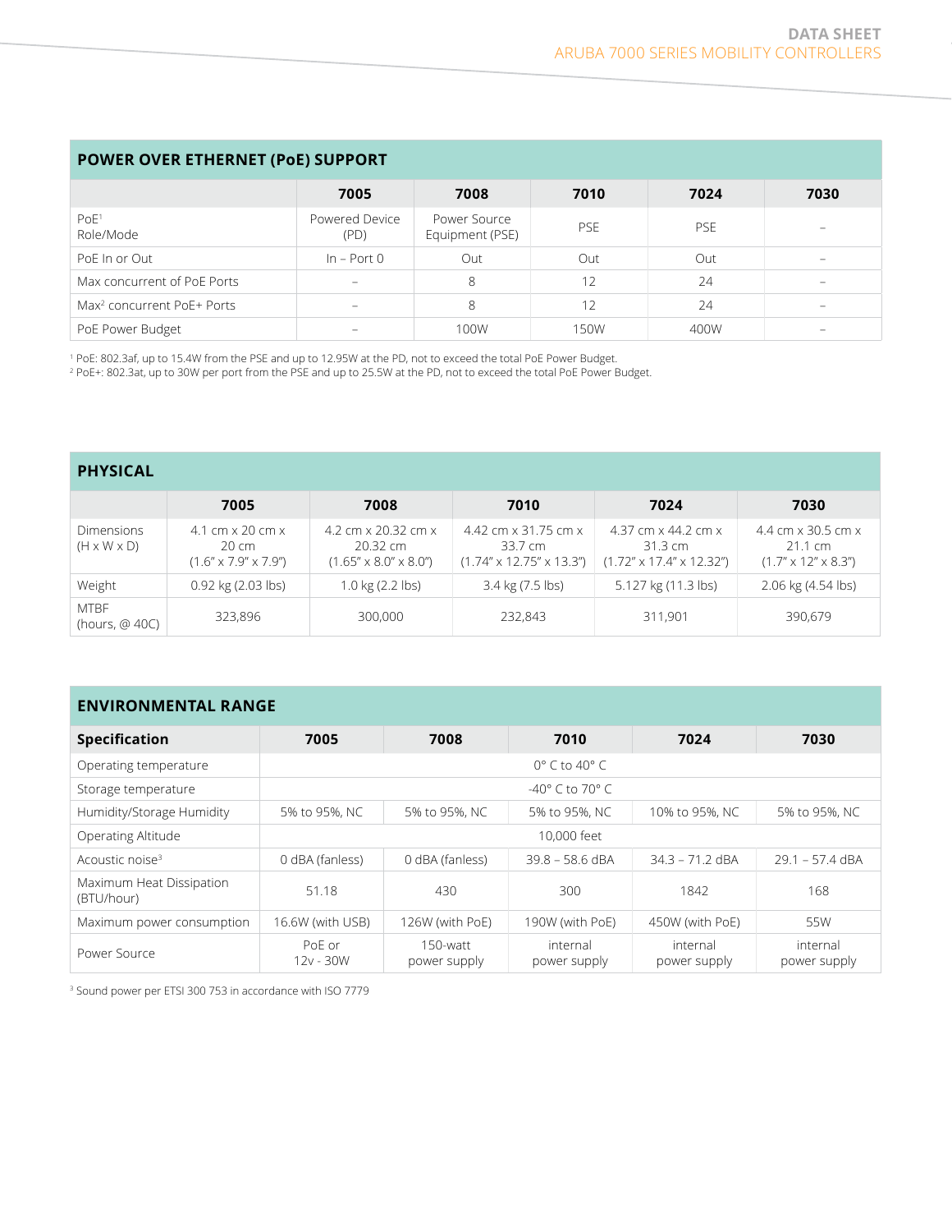## POWER OVER ETHERNET (PoE) SUPPORT

| | 7005 | 7008 | 7010 | 7024 | 7030 |
|---|---|---|---|---|---|
| PoE[1] Role/Mode | Powered Device (PD) | Power Source Equipment (PSE) | PSE | PSE | – |
| PoE In or Out | In – Port 0 | Out | Out | Out | – |
| Max concurrent of PoE Ports | – | 8 | 12 | 24 | – |
| Max[2] concurrent PoE+ Ports | – | 8 | 12 | 24 | – |
| PoE Power Budget | – | 100W | 150W | 400W | – |

[1] PoE: 802.3af, up to 15.4W from the PSE and up to 12.95W at the PD, not to exceed the total PoE Power Budget.
[2] PoE+: 802.3at, up to 30W per port from the PSE and up to 25.5W at the PD, not to exceed the total PoE Power Budget.

## PHYSICAL

| | 7005 | 7008 | 7010 | 7024 | 7030 |
|---|---|---|---|---|---|
| Dimensions (H x W x D) | 4.1 cm x 20 cm x 20 cm (1.6" x 7.9" x 7.9") | 4.2 cm x 20.32 cm x 20.32 cm (1.65" x 8.0" x 8.0") | 4.42 cm x 31.75 cm x 33.7 cm (1.74" x 12.75" x 13.3") | 4.37 cm x 44.2 cm x 31.3 cm (1.72" x 17.4" x 12.32") | 4.4 cm x 30.5 cm x 21.1 cm (1.7" x 12" x 8.3") |
| Weight | 0.92 kg (2.03 lbs) | 1.0 kg (2.2 lbs) | 3.4 kg (7.5 lbs) | 5.127 kg (11.3 lbs) | 2.06 kg (4.54 lbs) |
| MTBF (hours, @ 40C) | 323,896 | 300,000 | 232,843 | 311,901 | 390,679 |

## ENVIRONMENTAL RANGE

| Specification | 7005 | 7008 | 7010 | 7024 | 7030 |
|---|---|---|---|---|---|
| Operating temperature | 0° C to 40° C | | | | |
| Storage temperature | -40° C to 70° C | | | | |
| Humidity/Storage Humidity | 5% to 95%, NC | 5% to 95%, NC | 5% to 95%, NC | 10% to 95%, NC | 5% to 95%, NC |
| Operating Altitude | 10,000 feet | | | | |
| Acoustic noise[3] | 0 dBA (fanless) | 0 dBA (fanless) | 39.8 – 58.6 dBA | 34.3 – 71.2 dBA | 29.1 – 57.4 dBA |
| Maximum Heat Dissipation (BTU/hour) | 51.18 | 430 | 300 | 1842 | 168 |
| Maximum power consumption | 16.6W (with USB) | 126W (with PoE) | 190W (with PoE) | 450W (with PoE) | 55W |
| Power Source | PoE or 12v - 30W | 150-watt power supply | internal power supply | internal power supply | internal power supply |

[3] Sound power per ETSI 300 753 in accordance with ISO 7779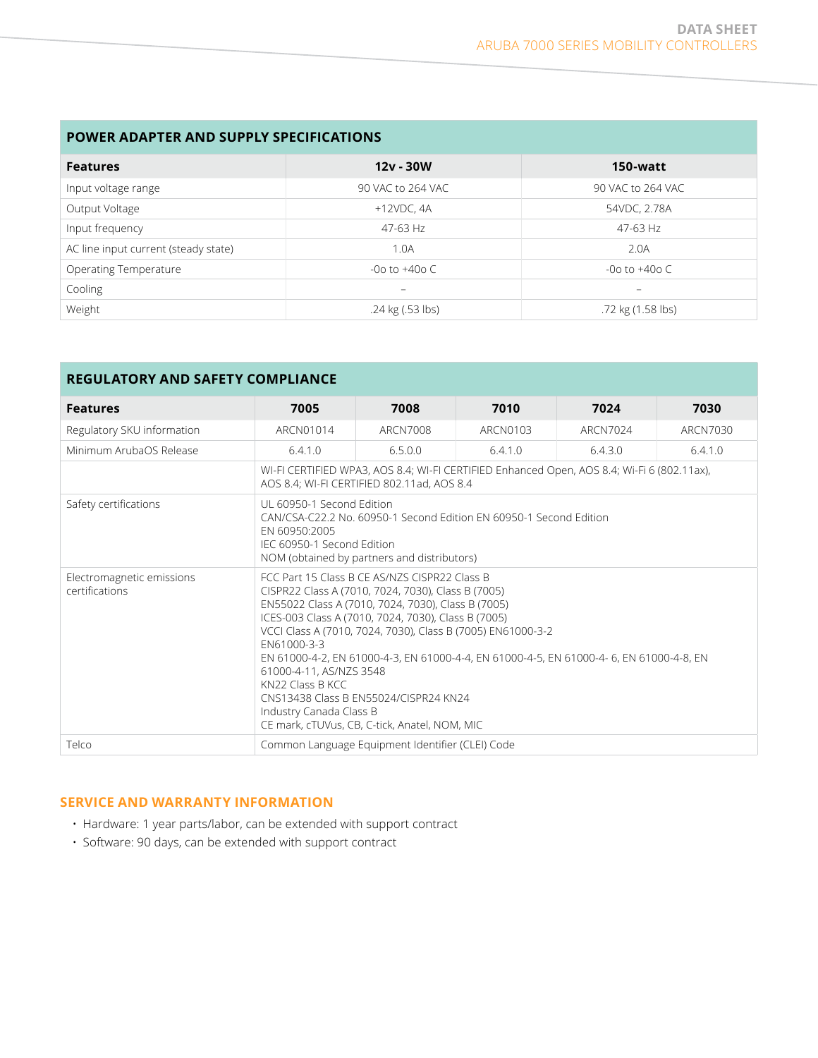## POWER ADAPTER AND SUPPLY SPECIFICATIONS

| Features | 12v - 30W | 150-watt |
|---|---|---|
| Input voltage range | 90 VAC to 264 VAC | 90 VAC to 264 VAC |
| Output Voltage | +12VDC, 4A | 54VDC, 2.78A |
| Input frequency | 47-63 Hz | 47-63 Hz |
| AC line input current (steady state) | 1.0A | 2.0A |
| Operating Temperature | -0o to +40o C | -0o to +40o C |
| Cooling | – | – |
| Weight | .24 kg (.53 lbs) | .72 kg (1.58 lbs) |

## REGULATORY AND SAFETY COMPLIANCE

| Features | 7005 | 7008 | 7010 | 7024 | 7030 |
|---|---|---|---|---|---|
| Regulatory SKU information | ARCN01014 | ARCN7008 | ARCN0103 | ARCN7024 | ARCN7030 |
| Minimum ArubaOS Release | 6.4.1.0 | 6.5.0.0 | 6.4.1.0 | 6.4.3.0 | 6.4.1.0 |
| | WI-FI CERTIFIED WPA3, AOS 8.4; WI-FI CERTIFIED Enhanced Open, AOS 8.4; Wi-Fi 6 (802.11ax), AOS 8.4; WI-FI CERTIFIED 802.11ad, AOS 8.4 | | | | |
| Safety certifications | UL 60950-1 Second Edition<br>CAN/CSA-C22.2 No. 60950-1 Second Edition EN 60950-1 Second Edition<br>EN 60950:2005<br>IEC 60950-1 Second Edition<br>NOM (obtained by partners and distributors) | | | | |
| Electromagnetic emissions certifications | FCC Part 15 Class B CE AS/NZS CISPR22 Class B<br>CISPR22 Class A (7010, 7024, 7030), Class B (7005)<br>EN55022 Class A (7010, 7024, 7030), Class B (7005)<br>ICES-003 Class A (7010, 7024, 7030), Class B (7005)<br>VCCI Class A (7010, 7024, 7030), Class B (7005) EN61000-3-2<br>EN61000-3-3<br>EN 61000-4-2, EN 61000-4-3, EN 61000-4-4, EN 61000-4-5, EN 61000-4- 6, EN 61000-4-8, EN 61000-4-11, AS/NZS 3548<br>KN22 Class B KCC<br>CNS13438 Class B EN55024/CISPR24 KN24<br>Industry Canada Class B<br>CE mark, cTUVus, CB, C-tick, Anatel, NOM, MIC | | | | |
| Telco | Common Language Equipment Identifier (CLEI) Code | | | | |

## SERVICE AND WARRANTY INFORMATION

- Hardware: 1 year parts/labor, can be extended with support contract
- Software: 90 days, can be extended with support contract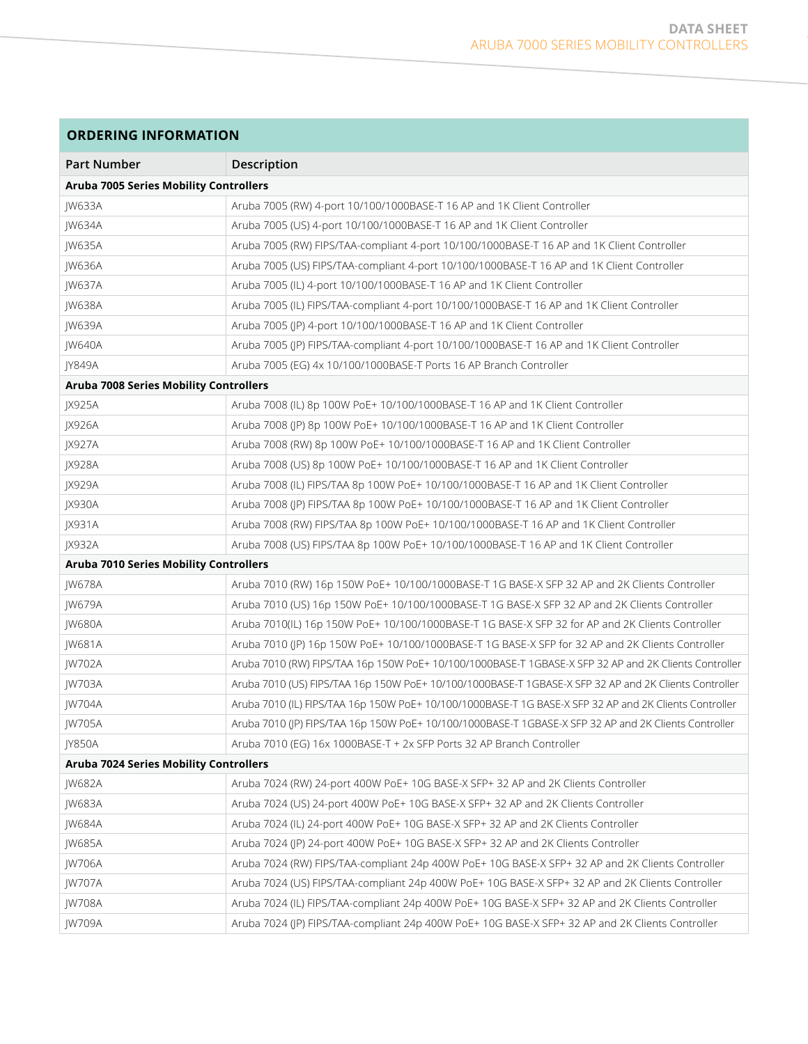## ORDERING INFORMATION

| Part Number | Description |
|---|---|
| **Aruba 7005 Series Mobility Controllers** | |
| JW633A | Aruba 7005 (RW) 4-port 10/100/1000BASE-T 16 AP and 1K Client Controller |
| JW634A | Aruba 7005 (US) 4-port 10/100/1000BASE-T 16 AP and 1K Client Controller |
| JW635A | Aruba 7005 (RW) FIPS/TAA-compliant 4-port 10/100/1000BASE-T 16 AP and 1K Client Controller |
| JW636A | Aruba 7005 (US) FIPS/TAA-compliant 4-port 10/100/1000BASE-T 16 AP and 1K Client Controller |
| JW637A | Aruba 7005 (IL) 4-port 10/100/1000BASE-T 16 AP and 1K Client Controller |
| JW638A | Aruba 7005 (IL) FIPS/TAA-compliant 4-port 10/100/1000BASE-T 16 AP and 1K Client Controller |
| JW639A | Aruba 7005 (JP) 4-port 10/100/1000BASE-T 16 AP and 1K Client Controller |
| JW640A | Aruba 7005 (JP) FIPS/TAA-compliant 4-port 10/100/1000BASE-T 16 AP and 1K Client Controller |
| JY849A | Aruba 7005 (EG) 4x 10/100/1000BASE-T Ports 16 AP Branch Controller |
| **Aruba 7008 Series Mobility Controllers** | |
| JX925A | Aruba 7008 (IL) 8p 100W PoE+ 10/100/1000BASE-T 16 AP and 1K Client Controller |
| JX926A | Aruba 7008 (JP) 8p 100W PoE+ 10/100/1000BASE-T 16 AP and 1K Client Controller |
| JX927A | Aruba 7008 (RW) 8p 100W PoE+ 10/100/1000BASE-T 16 AP and 1K Client Controller |
| JX928A | Aruba 7008 (US) 8p 100W PoE+ 10/100/1000BASE-T 16 AP and 1K Client Controller |
| JX929A | Aruba 7008 (IL) FIPS/TAA 8p 100W PoE+ 10/100/1000BASE-T 16 AP and 1K Client Controller |
| JX930A | Aruba 7008 (JP) FIPS/TAA 8p 100W PoE+ 10/100/1000BASE-T 16 AP and 1K Client Controller |
| JX931A | Aruba 7008 (RW) FIPS/TAA 8p 100W PoE+ 10/100/1000BASE-T 16 AP and 1K Client Controller |
| JX932A | Aruba 7008 (US) FIPS/TAA 8p 100W PoE+ 10/100/1000BASE-T 16 AP and 1K Client Controller |
| **Aruba 7010 Series Mobility Controllers** | |
| JW678A | Aruba 7010 (RW) 16p 150W PoE+ 10/100/1000BASE-T 1G BASE-X SFP 32 AP and 2K Clients Controller |
| JW679A | Aruba 7010 (US) 16p 150W PoE+ 10/100/1000BASE-T 1G BASE-X SFP 32 AP and 2K Clients Controller |
| JW680A | Aruba 7010(IL) 16p 150W PoE+ 10/100/1000BASE-T 1G BASE-X SFP 32 for AP and 2K Clients Controller |
| JW681A | Aruba 7010 (JP) 16p 150W PoE+ 10/100/1000BASE-T 1G BASE-X SFP for 32 AP and 2K Clients Controller |
| JW702A | Aruba 7010 (RW) FIPS/TAA 16p 150W PoE+ 10/100/1000BASE-T 1GBASE-X SFP 32 AP and 2K Clients Controller |
| JW703A | Aruba 7010 (US) FIPS/TAA 16p 150W PoE+ 10/100/1000BASE-T 1GBASE-X SFP 32 AP and 2K Clients Controller |
| JW704A | Aruba 7010 (IL) FIPS/TAA 16p 150W PoE+ 10/100/1000BASE-T 1G BASE-X SFP 32 AP and 2K Clients Controller |
| JW705A | Aruba 7010 (JP) FIPS/TAA 16p 150W PoE+ 10/100/1000BASE-T 1GBASE-X SFP 32 AP and 2K Clients Controller |
| JY850A | Aruba 7010 (EG) 16x 1000BASE-T + 2x SFP Ports 32 AP Branch Controller |
| **Aruba 7024 Series Mobility Controllers** | |
| JW682A | Aruba 7024 (RW) 24-port 400W PoE+ 10G BASE-X SFP+ 32 AP and 2K Clients Controller |
| JW683A | Aruba 7024 (US) 24-port 400W PoE+ 10G BASE-X SFP+ 32 AP and 2K Clients Controller |
| JW684A | Aruba 7024 (IL) 24-port 400W PoE+ 10G BASE-X SFP+ 32 AP and 2K Clients Controller |
| JW685A | Aruba 7024 (JP) 24-port 400W PoE+ 10G BASE-X SFP+ 32 AP and 2K Clients Controller |
| JW706A | Aruba 7024 (RW) FIPS/TAA-compliant 24p 400W PoE+ 10G BASE-X SFP+ 32 AP and 2K Clients Controller |
| JW707A | Aruba 7024 (US) FIPS/TAA-compliant 24p 400W PoE+ 10G BASE-X SFP+ 32 AP and 2K Clients Controller |
| JW708A | Aruba 7024 (IL) FIPS/TAA-compliant 24p 400W PoE+ 10G BASE-X SFP+ 32 AP and 2K Clients Controller |
| JW709A | Aruba 7024 (JP) FIPS/TAA-compliant 24p 400W PoE+ 10G BASE-X SFP+ 32 AP and 2K Clients Controller |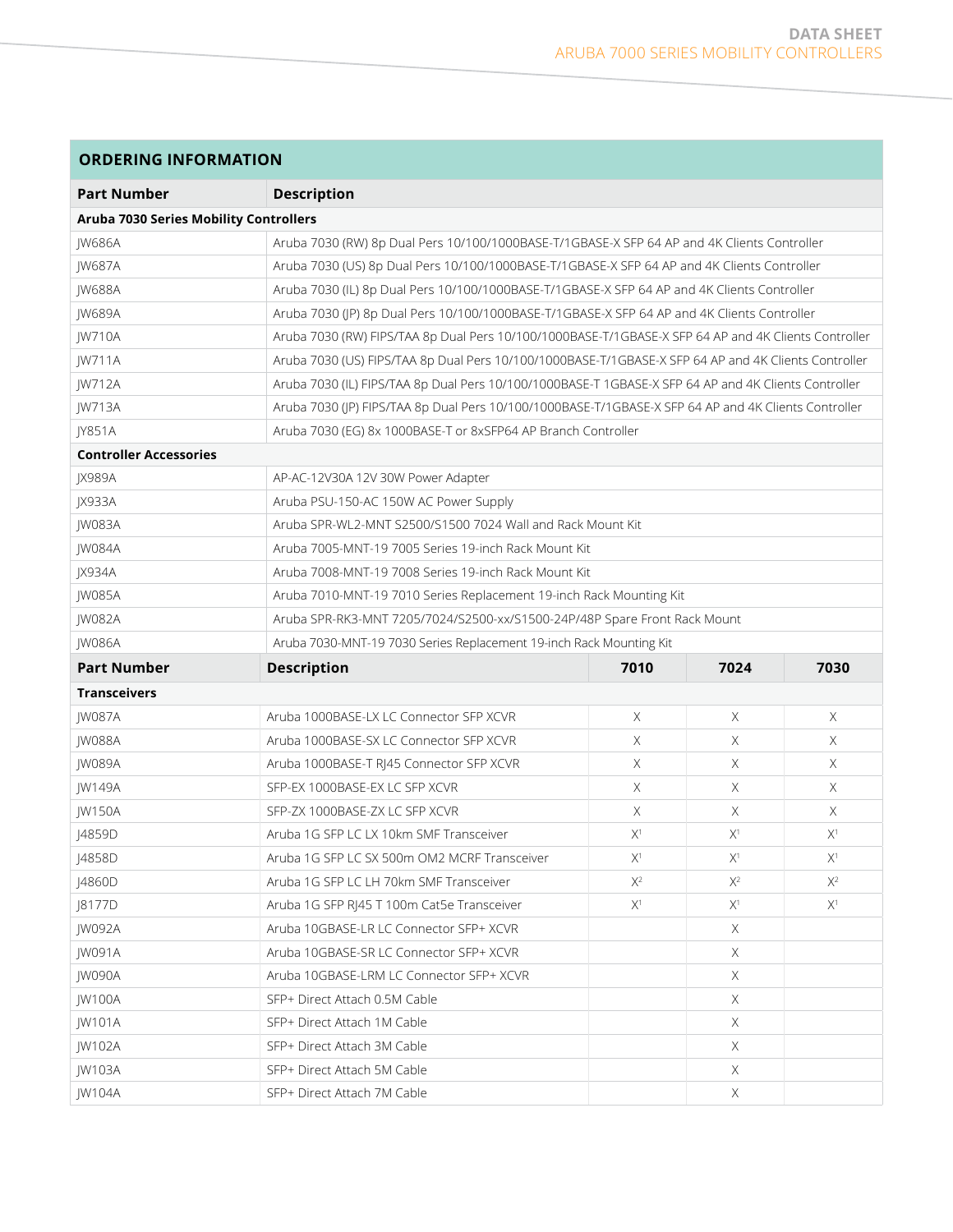## ORDERING INFORMATION

| Part Number | Description |
|---|---|
| **Aruba 7030 Series Mobility Controllers** | |
| JW686A | Aruba 7030 (RW) 8p Dual Pers 10/100/1000BASE-T/1GBASE-X SFP 64 AP and 4K Clients Controller |
| JW687A | Aruba 7030 (US) 8p Dual Pers 10/100/1000BASE-T/1GBASE-X SFP 64 AP and 4K Clients Controller |
| JW688A | Aruba 7030 (IL) 8p Dual Pers 10/100/1000BASE-T/1GBASE-X SFP 64 AP and 4K Clients Controller |
| JW689A | Aruba 7030 (JP) 8p Dual Pers 10/100/1000BASE-T/1GBASE-X SFP 64 AP and 4K Clients Controller |
| JW710A | Aruba 7030 (RW) FIPS/TAA 8p Dual Pers 10/100/1000BASE-T/1GBASE-X SFP 64 AP and 4K Clients Controller |
| JW711A | Aruba 7030 (US) FIPS/TAA 8p Dual Pers 10/100/1000BASE-T/1GBASE-X SFP 64 AP and 4K Clients Controller |
| JW712A | Aruba 7030 (IL) FIPS/TAA 8p Dual Pers 10/100/1000BASE-T 1GBASE-X SFP 64 AP and 4K Clients Controller |
| JW713A | Aruba 7030 (JP) FIPS/TAA 8p Dual Pers 10/100/1000BASE-T/1GBASE-X SFP 64 AP and 4K Clients Controller |
| JY851A | Aruba 7030 (EG) 8x 1000BASE-T or 8xSFP64 AP Branch Controller |
| **Controller Accessories** | |
| JX989A | AP-AC-12V30A 12V 30W Power Adapter |
| JX933A | Aruba PSU-150-AC 150W AC Power Supply |
| JW083A | Aruba SPR-WL2-MNT S2500/S1500 7024 Wall and Rack Mount Kit |
| JW084A | Aruba 7005-MNT-19 7005 Series 19-inch Rack Mount Kit |
| JX934A | Aruba 7008-MNT-19 7008 Series 19-inch Rack Mount Kit |
| JW085A | Aruba 7010-MNT-19 7010 Series Replacement 19-inch Rack Mounting Kit |
| JW082A | Aruba SPR-RK3-MNT 7205/7024/S2500-xx/S1500-24P/48P Spare Front Rack Mount |
| JW086A | Aruba 7030-MNT-19 7030 Series Replacement 19-inch Rack Mounting Kit |

| Part Number | Description | 7010 | 7024 | 7030 |
|---|---|---|---|---|
| **Transceivers** | | | | |
| JW087A | Aruba 1000BASE-LX LC Connector SFP XCVR | X | X | X |
| JW088A | Aruba 1000BASE-SX LC Connector SFP XCVR | X | X | X |
| JW089A | Aruba 1000BASE-T RJ45 Connector SFP XCVR | X | X | X |
| JW149A | SFP-EX 1000BASE-EX LC SFP XCVR | X | X | X |
| JW150A | SFP-ZX 1000BASE-ZX LC SFP XCVR | X | X | X |
| J4859D | Aruba 1G SFP LC LX 10km SMF Transceiver | X[1] | X[1] | X[1] |
| J4858D | Aruba 1G SFP LC SX 500m OM2 MCRF Transceiver | X[1] | X[1] | X[1] |
| J4860D | Aruba 1G SFP LC LH 70km SMF Transceiver | X[2] | X[2] | X[2] |
| J8177D | Aruba 1G SFP RJ45 T 100m Cat5e Transceiver | X[1] | X[1] | X[1] |
| JW092A | Aruba 10GBASE-LR LC Connector SFP+ XCVR | | X | |
| JW091A | Aruba 10GBASE-SR LC Connector SFP+ XCVR | | X | |
| JW090A | Aruba 10GBASE-LRM LC Connector SFP+ XCVR | | X | |
| JW100A | SFP+ Direct Attach 0.5M Cable | | X | |
| JW101A | SFP+ Direct Attach 1M Cable | | X | |
| JW102A | SFP+ Direct Attach 3M Cable | | X | |
| JW103A | SFP+ Direct Attach 5M Cable | | X | |
| JW104A | SFP+ Direct Attach 7M Cable | | X | |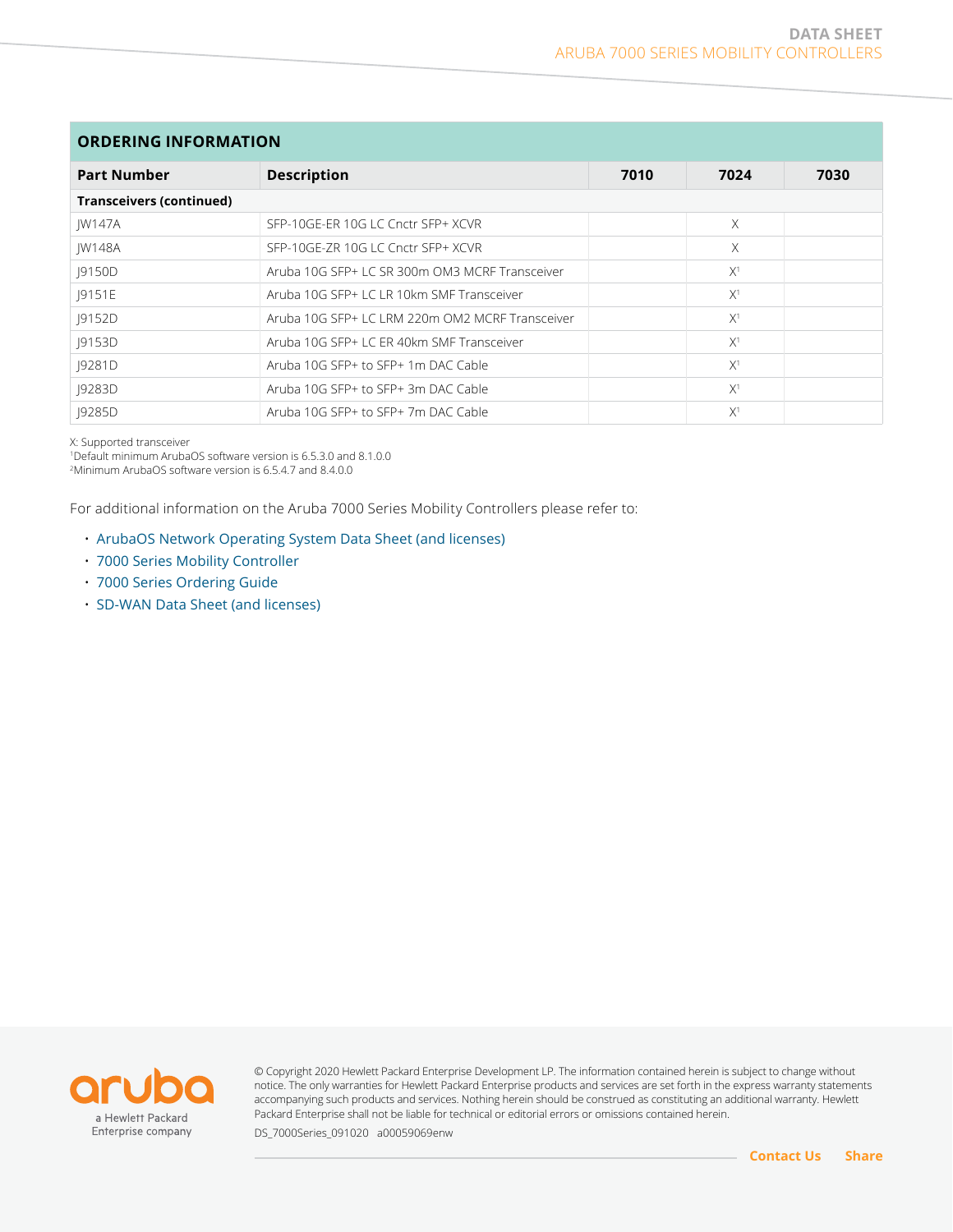## ORDERING INFORMATION

| Part Number | Description | 7010 | 7024 | 7030 |
|---|---|---|---|---|
| **Transceivers (continued)** | | | | |
| JW147A | SFP-10GE-ER 10G LC Cnctr SFP+ XCVR | | X | |
| JW148A | SFP-10GE-ZR 10G LC Cnctr SFP+ XCVR | | X | |
| J9150D | Aruba 10G SFP+ LC SR 300m OM3 MCRF Transceiver | | X[1] | |
| J9151E | Aruba 10G SFP+ LC LR 10km SMF Transceiver | | X[1] | |
| J9152D | Aruba 10G SFP+ LC LRM 220m OM2 MCRF Transceiver | | X[1] | |
| J9153D | Aruba 10G SFP+ LC ER 40km SMF Transceiver | | X[1] | |
| J9281D | Aruba 10G SFP+ to SFP+ 1m DAC Cable | | X[1] | |
| J9283D | Aruba 10G SFP+ to SFP+ 3m DAC Cable | | X[1] | |
| J9285D | Aruba 10G SFP+ to SFP+ 7m DAC Cable | | X[1] | |

X: Supported transceiver
[1]Default minimum ArubaOS software version is 6.5.3.0 and 8.1.0.0
[2]Minimum ArubaOS software version is 6.5.4.7 and 8.4.0.0

For additional information on the Aruba 7000 Series Mobility Controllers please refer to:

- ArubaOS Network Operating System Data Sheet (and licenses)
- 7000 Series Mobility Controller
- 7000 Series Ordering Guide
- SD-WAN Data Sheet (and licenses)

aruba
a Hewlett Packard Enterprise company

© Copyright 2020 Hewlett Packard Enterprise Development LP. The information contained herein is subject to change without notice. The only warranties for Hewlett Packard Enterprise products and services are set forth in the express warranty statements accompanying such products and services. Nothing herein should be construed as constituting an additional warranty. Hewlett Packard Enterprise shall not be liable for technical or editorial errors or omissions contained herein.

DS_7000Series_091020 a00059069enw

Contact Us Share